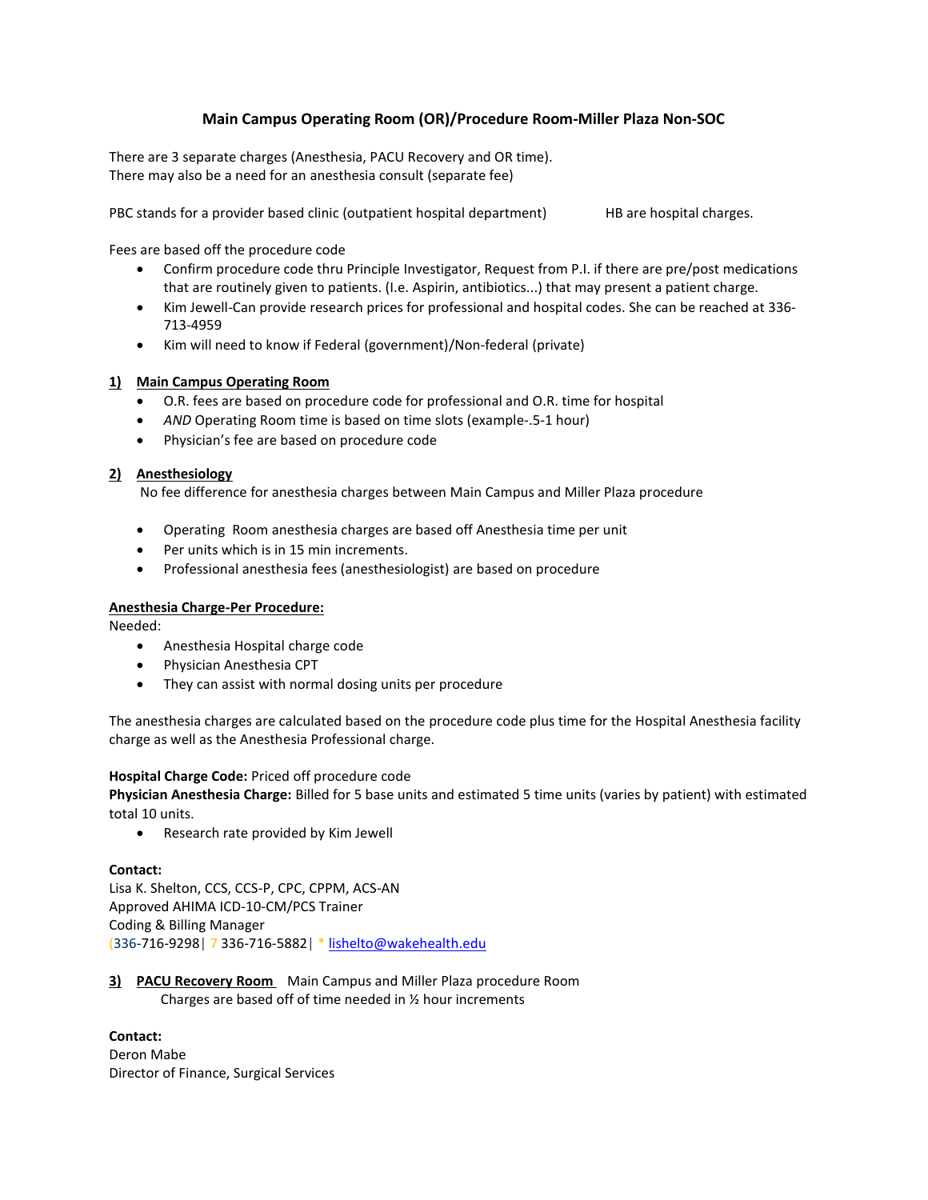# Main Campus Operating Room (OR)/Procedure Room-Miller Plaza Non-SOC

There are 3 separate charges (Anesthesia, PACU Recovery and OR time).
There may also be a need for an anesthesia consult (separate fee)

PBC stands for a provider based clinic (outpatient hospital department)    HB are hospital charges.

Fees are based off the procedure code

- Confirm procedure code thru Principle Investigator, Request from P.I. if there are pre/post medications that are routinely given to patients. (I.e. Aspirin, antibiotics...) that may present a patient charge.
- Kim Jewell-Can provide research prices for professional and hospital codes. She can be reached at 336-713-4959
- Kim will need to know if Federal (government)/Non-federal (private)

## 1) Main Campus Operating Room

- O.R. fees are based on procedure code for professional and O.R. time for hospital
- *AND* Operating Room time is based on time slots (example-.5-1 hour)
- Physician's fee are based on procedure code

## 2) Anesthesiology

No fee difference for anesthesia charges between Main Campus and Miller Plaza procedure

- Operating Room anesthesia charges are based off Anesthesia time per unit
- Per units which is in 15 min increments.
- Professional anesthesia fees (anesthesiologist) are based on procedure

**Anesthesia Charge-Per Procedure:**

Needed:

- Anesthesia Hospital charge code
- Physician Anesthesia CPT
- They can assist with normal dosing units per procedure

The anesthesia charges are calculated based on the procedure code plus time for the Hospital Anesthesia facility charge as well as the Anesthesia Professional charge.

**Hospital Charge Code:** Priced off procedure code

**Physician Anesthesia Charge:** Billed for 5 base units and estimated 5 time units (varies by patient) with estimated total 10 units.

- Research rate provided by Kim Jewell

**Contact:**

Lisa K. Shelton, CCS, CCS-P, CPC, CPPM, ACS-AN
Approved AHIMA ICD-10-CM/PCS Trainer
Coding & Billing Manager
(336-716-9298| 7 336-716-5882| * lishelto@wakehealth.edu

## 3) PACU Recovery Room Main Campus and Miller Plaza procedure Room

Charges are based off of time needed in ½ hour increments

**Contact:**

Deron Mabe
Director of Finance, Surgical Services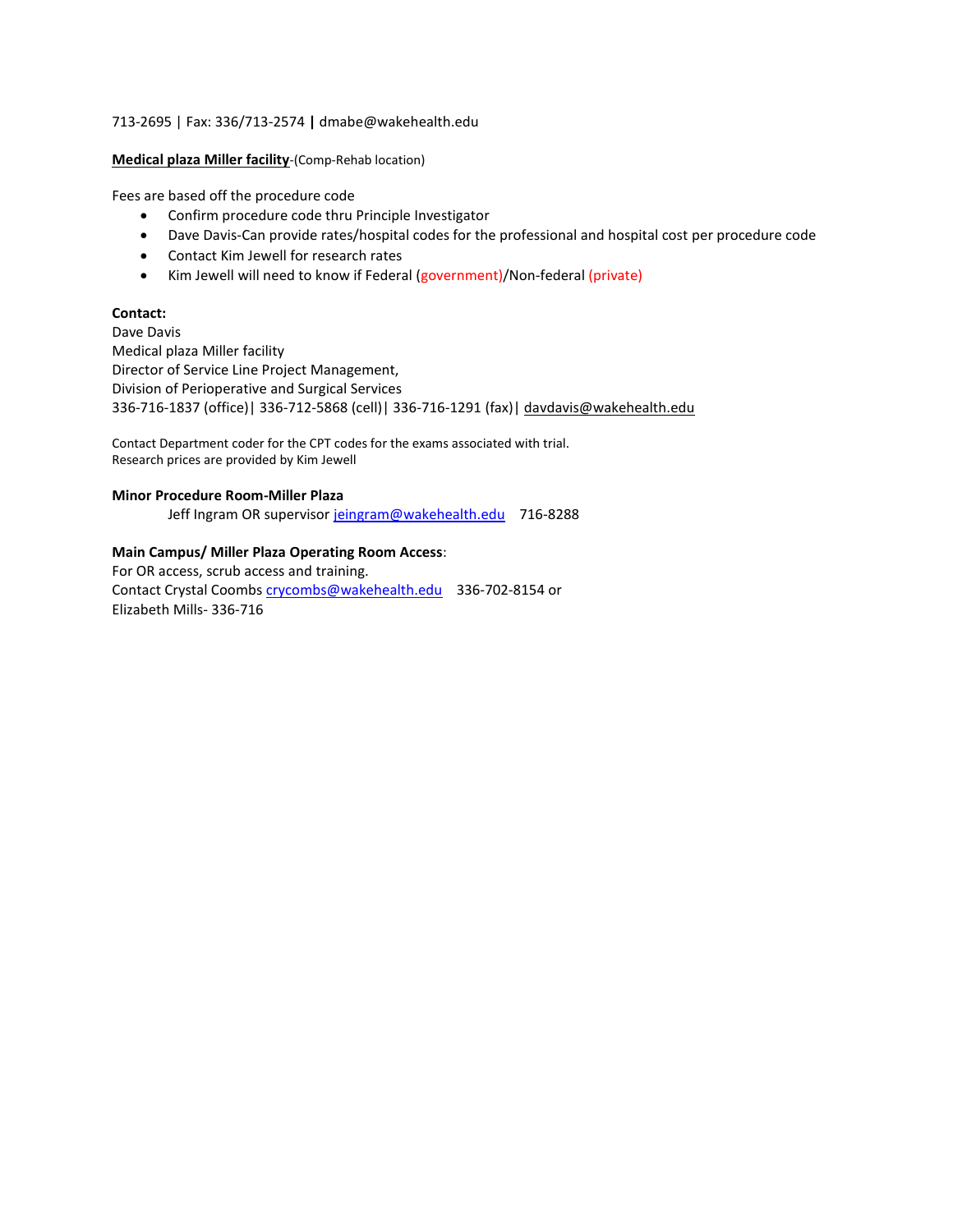713-2695 | Fax: 336/713-2574 **|** dmabe@wakehealth.edu

**Medical plaza Miller facility**-(Comp-Rehab location)

Fees are based off the procedure code

- Confirm procedure code thru Principle Investigator
- Dave Davis-Can provide rates/hospital codes for the professional and hospital cost per procedure code
- Contact Kim Jewell for research rates
- Kim Jewell will need to know if Federal (government)/Non-federal (private)

**Contact:**
Dave Davis
Medical plaza Miller facility
Director of Service Line Project Management,
Division of Perioperative and Surgical Services
336-716-1837 (office)| 336-712-5868 (cell)| 336-716-1291 (fax)| davdavis@wakehealth.edu

Contact Department coder for the CPT codes for the exams associated with trial.
Research prices are provided by Kim Jewell

**Minor Procedure Room-Miller Plaza**

Jeff Ingram OR supervisor jeingram@wakehealth.edu 716-8288

**Main Campus/ Miller Plaza Operating Room Access**:
For OR access, scrub access and training.
Contact Crystal Coombs crycombs@wakehealth.edu 336-702-8154 or
Elizabeth Mills- 336-716